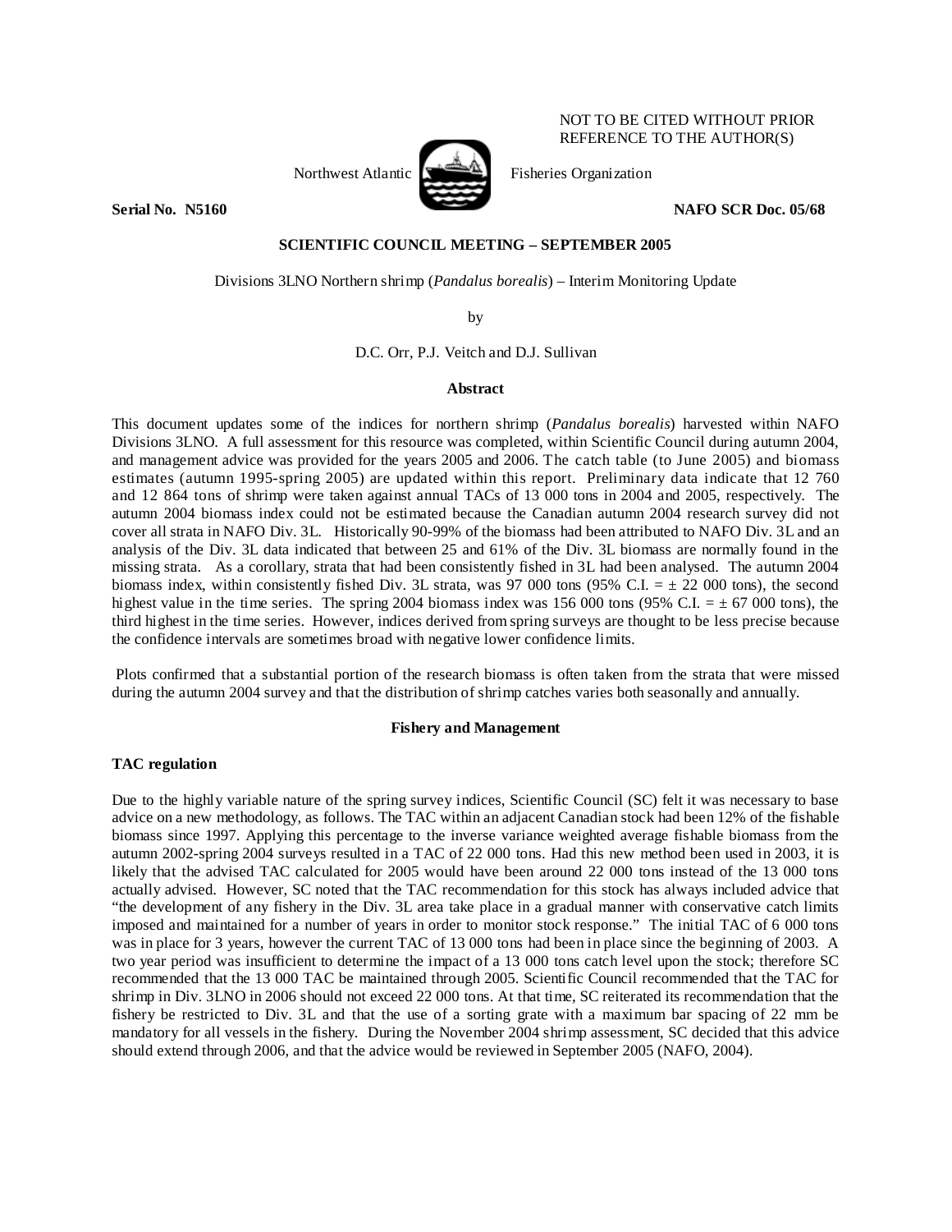NOT TO BE CITED WITHOUT PRIOR REFERENCE TO THE AUTHOR(S)

Northwest Atlantic Fisheries Organization

**Serial No. N5160** **NAFO SCR Doc. 05/68**

**SCIENTIFIC COUNCIL MEETING – SEPTEMBER 2005**

Divisions 3LNO Northern shrimp (*Pandalus borealis*) – Interim Monitoring Update

by

D.C. Orr, P.J. Veitch and D.J. Sullivan

**Abstract**

This document updates some of the indices for northern shrimp (*Pandalus borealis*) harvested within NAFO Divisions 3LNO. A full assessment for this resource was completed, within Scientific Council during autumn 2004, and management advice was provided for the years 2005 and 2006. The catch table (to June 2005) and biomass estimates (autumn 1995-spring 2005) are updated within this report. Preliminary data indicate that 12 760 and 12 864 tons of shrimp were taken against annual TACs of 13 000 tons in 2004 and 2005, respectively. The autumn 2004 biomass index could not be estimated because the Canadian autumn 2004 research survey did not cover all strata in NAFO Div. 3L. Historically 90-99% of the biomass had been attributed to NAFO Div. 3L and an analysis of the Div. 3L data indicated that between 25 and 61% of the Div. 3L biomass are normally found in the missing strata. As a corollary, strata that had been consistently fished in 3L had been analysed. The autumn 2004 biomass index, within consistently fished Div. 3L strata, was 97 000 tons (95% C.I. = ± 22 000 tons), the second highest value in the time series. The spring 2004 biomass index was 156 000 tons (95% C.I. = ± 67 000 tons), the third highest in the time series. However, indices derived from spring surveys are thought to be less precise because the confidence intervals are sometimes broad with negative lower confidence limits.

Plots confirmed that a substantial portion of the research biomass is often taken from the strata that were missed during the autumn 2004 survey and that the distribution of shrimp catches varies both seasonally and annually.

**Fishery and Management**

**TAC regulation**

Due to the highly variable nature of the spring survey indices, Scientific Council (SC) felt it was necessary to base advice on a new methodology, as follows. The TAC within an adjacent Canadian stock had been 12% of the fishable biomass since 1997. Applying this percentage to the inverse variance weighted average fishable biomass from the autumn 2002-spring 2004 surveys resulted in a TAC of 22 000 tons. Had this new method been used in 2003, it is likely that the advised TAC calculated for 2005 would have been around 22 000 tons instead of the 13 000 tons actually advised. However, SC noted that the TAC recommendation for this stock has always included advice that "the development of any fishery in the Div. 3L area take place in a gradual manner with conservative catch limits imposed and maintained for a number of years in order to monitor stock response." The initial TAC of 6 000 tons was in place for 3 years, however the current TAC of 13 000 tons had been in place since the beginning of 2003. A two year period was insufficient to determine the impact of a 13 000 tons catch level upon the stock; therefore SC recommended that the 13 000 TAC be maintained through 2005. Scientific Council recommended that the TAC for shrimp in Div. 3LNO in 2006 should not exceed 22 000 tons. At that time, SC reiterated its recommendation that the fishery be restricted to Div. 3L and that the use of a sorting grate with a maximum bar spacing of 22 mm be mandatory for all vessels in the fishery. During the November 2004 shrimp assessment, SC decided that this advice should extend through 2006, and that the advice would be reviewed in September 2005 (NAFO, 2004).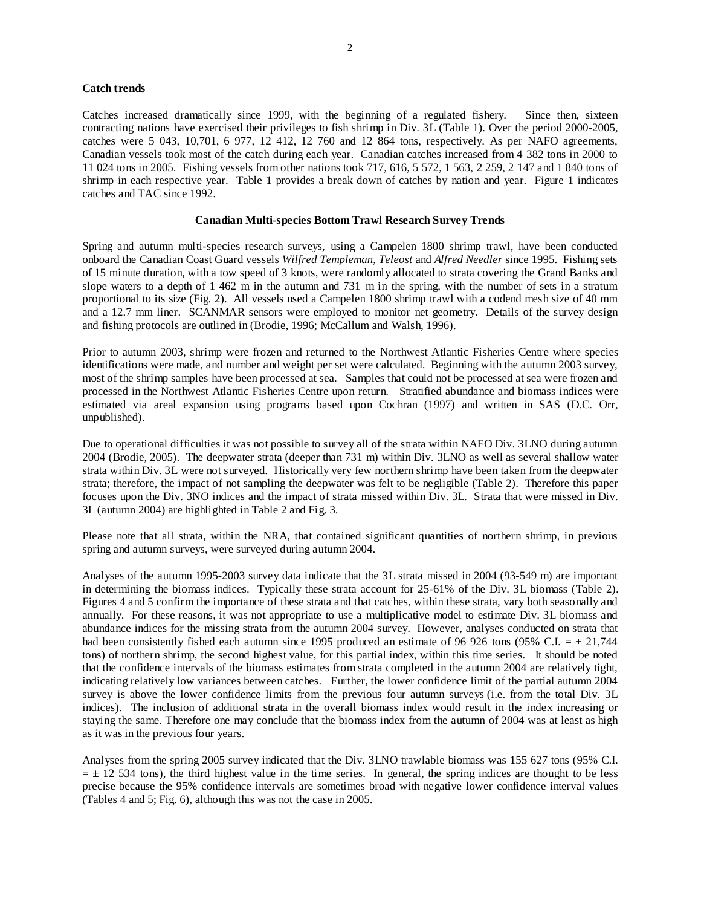**Catch trends**

Catches increased dramatically since 1999, with the beginning of a regulated fishery. Since then, sixteen contracting nations have exercised their privileges to fish shrimp in Div. 3L (Table 1). Over the period 2000-2005, catches were 5 043, 10,701, 6 977, 12 412, 12 760 and 12 864 tons, respectively. As per NAFO agreements, Canadian vessels took most of the catch during each year. Canadian catches increased from 4 382 tons in 2000 to 11 024 tons in 2005. Fishing vessels from other nations took 717, 616, 5 572, 1 563, 2 259, 2 147 and 1 840 tons of shrimp in each respective year. Table 1 provides a break down of catches by nation and year. Figure 1 indicates catches and TAC since 1992.

**Canadian Multi-species Bottom Trawl Research Survey Trends**

Spring and autumn multi-species research surveys, using a Campelen 1800 shrimp trawl, have been conducted onboard the Canadian Coast Guard vessels *Wilfred Templeman*, *Teleost* and *Alfred Needler* since 1995. Fishing sets of 15 minute duration, with a tow speed of 3 knots, were randomly allocated to strata covering the Grand Banks and slope waters to a depth of 1 462 m in the autumn and 731 m in the spring, with the number of sets in a stratum proportional to its size (Fig. 2). All vessels used a Campelen 1800 shrimp trawl with a codend mesh size of 40 mm and a 12.7 mm liner. SCANMAR sensors were employed to monitor net geometry. Details of the survey design and fishing protocols are outlined in (Brodie, 1996; McCallum and Walsh, 1996).

Prior to autumn 2003, shrimp were frozen and returned to the Northwest Atlantic Fisheries Centre where species identifications were made, and number and weight per set were calculated. Beginning with the autumn 2003 survey, most of the shrimp samples have been processed at sea. Samples that could not be processed at sea were frozen and processed in the Northwest Atlantic Fisheries Centre upon return. Stratified abundance and biomass indices were estimated via areal expansion using programs based upon Cochran (1997) and written in SAS (D.C. Orr, unpublished).

Due to operational difficulties it was not possible to survey all of the strata within NAFO Div. 3LNO during autumn 2004 (Brodie, 2005). The deepwater strata (deeper than 731 m) within Div. 3LNO as well as several shallow water strata within Div. 3L were not surveyed. Historically very few northern shrimp have been taken from the deepwater strata; therefore, the impact of not sampling the deepwater was felt to be negligible (Table 2). Therefore this paper focuses upon the Div. 3NO indices and the impact of strata missed within Div. 3L. Strata that were missed in Div. 3L (autumn 2004) are highlighted in Table 2 and Fig. 3.

Please note that all strata, within the NRA, that contained significant quantities of northern shrimp, in previous spring and autumn surveys, were surveyed during autumn 2004.

Analyses of the autumn 1995-2003 survey data indicate that the 3L strata missed in 2004 (93-549 m) are important in determining the biomass indices. Typically these strata account for 25-61% of the Div. 3L biomass (Table 2). Figures 4 and 5 confirm the importance of these strata and that catches, within these strata, vary both seasonally and annually. For these reasons, it was not appropriate to use a multiplicative model to estimate Div. 3L biomass and abundance indices for the missing strata from the autumn 2004 survey. However, analyses conducted on strata that had been consistently fished each autumn since 1995 produced an estimate of 96 926 tons (95% C.I. = ± 21,744 tons) of northern shrimp, the second highest value, for this partial index, within this time series. It should be noted that the confidence intervals of the biomass estimates from strata completed in the autumn 2004 are relatively tight, indicating relatively low variances between catches. Further, the lower confidence limit of the partial autumn 2004 survey is above the lower confidence limits from the previous four autumn surveys (i.e. from the total Div. 3L indices). The inclusion of additional strata in the overall biomass index would result in the index increasing or staying the same. Therefore one may conclude that the biomass index from the autumn of 2004 was at least as high as it was in the previous four years.

Analyses from the spring 2005 survey indicated that the Div. 3LNO trawlable biomass was 155 627 tons (95% C.I. = ± 12 534 tons), the third highest value in the time series. In general, the spring indices are thought to be less precise because the 95% confidence intervals are sometimes broad with negative lower confidence interval values (Tables 4 and 5; Fig. 6), although this was not the case in 2005.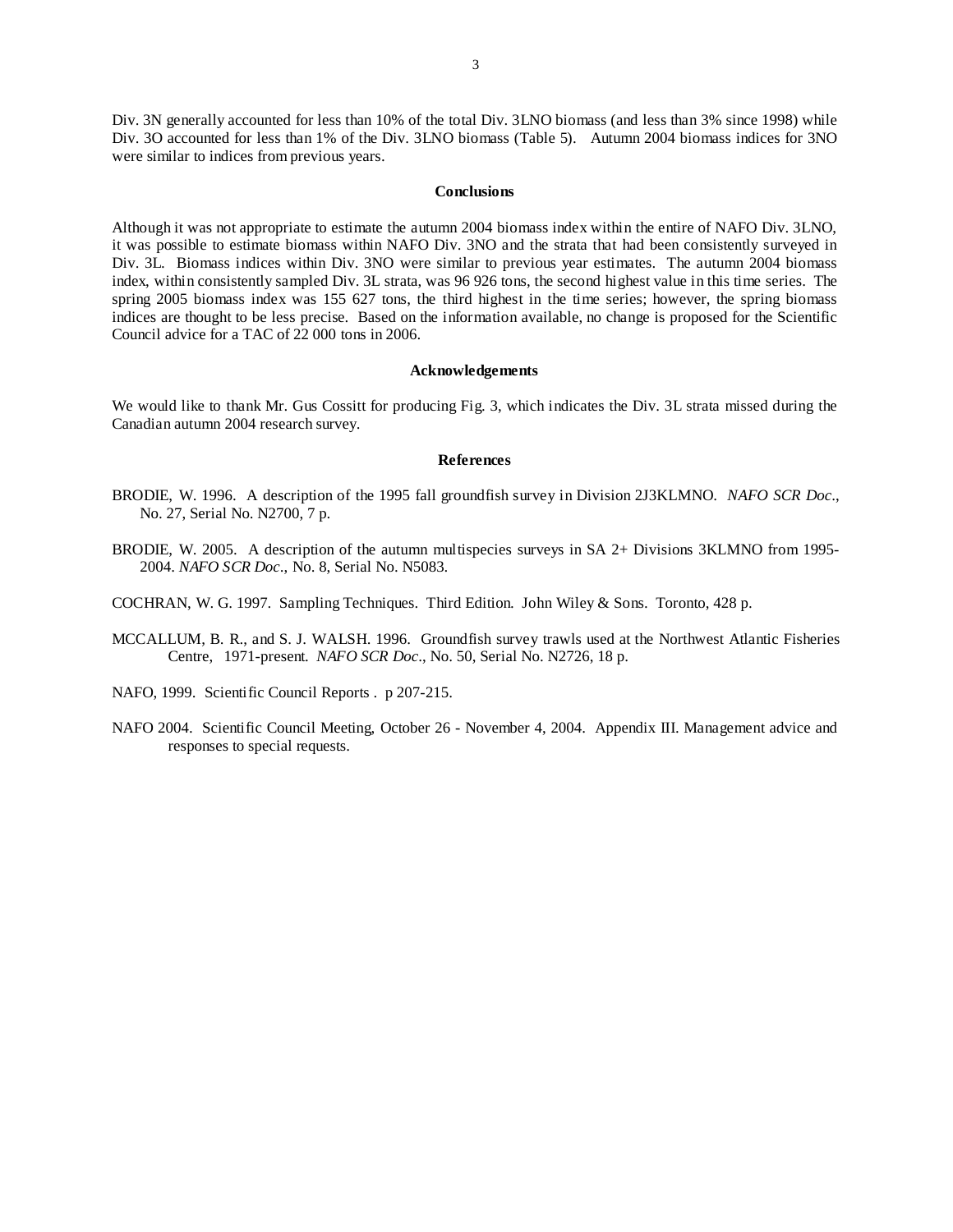Div. 3N generally accounted for less than 10% of the total Div. 3LNO biomass (and less than 3% since 1998) while Div. 3O accounted for less than 1% of the Div. 3LNO biomass (Table 5). Autumn 2004 biomass indices for 3NO were similar to indices from previous years.

## Conclusions

Although it was not appropriate to estimate the autumn 2004 biomass index within the entire of NAFO Div. 3LNO, it was possible to estimate biomass within NAFO Div. 3NO and the strata that had been consistently surveyed in Div. 3L. Biomass indices within Div. 3NO were similar to previous year estimates. The autumn 2004 biomass index, within consistently sampled Div. 3L strata, was 96 926 tons, the second highest value in this time series. The spring 2005 biomass index was 155 627 tons, the third highest in the time series; however, the spring biomass indices are thought to be less precise. Based on the information available, no change is proposed for the Scientific Council advice for a TAC of 22 000 tons in 2006.

## Acknowledgements

We would like to thank Mr. Gus Cossitt for producing Fig. 3, which indicates the Div. 3L strata missed during the Canadian autumn 2004 research survey.

## References

BRODIE, W. 1996. A description of the 1995 fall groundfish survey in Division 2J3KLMNO. *NAFO SCR Doc*., No. 27, Serial No. N2700, 7 p.

BRODIE, W. 2005. A description of the autumn multispecies surveys in SA 2+ Divisions 3KLMNO from 1995-2004. *NAFO SCR Doc*., No. 8, Serial No. N5083.

COCHRAN, W. G. 1997. Sampling Techniques. Third Edition. John Wiley & Sons. Toronto, 428 p.

MCCALLUM, B. R., and S. J. WALSH. 1996. Groundfish survey trawls used at the Northwest Atlantic Fisheries Centre, 1971-present. *NAFO SCR Doc*., No. 50, Serial No. N2726, 18 p.

NAFO, 1999. Scientific Council Reports . p 207-215.

NAFO 2004. Scientific Council Meeting, October 26 - November 4, 2004. Appendix III. Management advice and responses to special requests.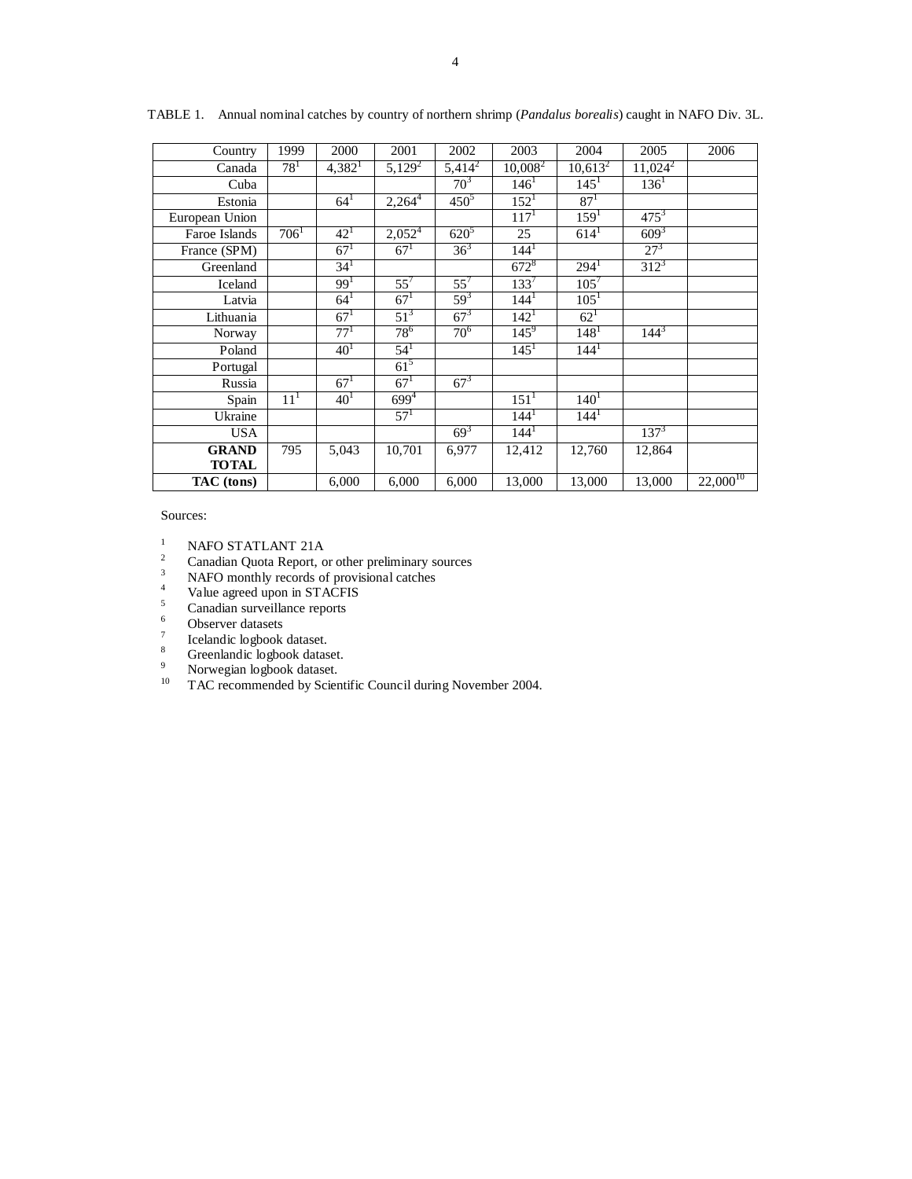TABLE 1. Annual nominal catches by country of northern shrimp (*Pandalus borealis*) caught in NAFO Div. 3L.

| Country | 1999 | 2000 | 2001 | 2002 | 2003 | 2004 | 2005 | 2006 |
|---|---|---|---|---|---|---|---|---|
| Canada | 78[1] | 4,382[1] | 5,129[2] | 5,414[2] | 10,008[2] | 10,613[2] | 11,024[2] | |
| Cuba | | | | 70[3] | 146[1] | 145[1] | 136[1] | |
| Estonia | | 64[1] | 2,264[4] | 450[5] | 152[1] | 87[1] | | |
| European Union | | | | | 117[1] | 159[1] | 475[3] | |
| Faroe Islands | 706[1] | 42[1] | 2,052[4] | 620[5] | 25 | 614[1] | 609[3] | |
| France (SPM) | | 67[1] | 67[1] | 36[3] | 144[1] | | 27[3] | |
| Greenland | | 34[1] | | | 672[8] | 294[1] | 312[3] | |
| Iceland | | 99[1] | 55[7] | 55[7] | 133[7] | 105[7] | | |
| Latvia | | 64[1] | 67[1] | 59[3] | 144[1] | 105[1] | | |
| Lithuania | | 67[1] | 51[3] | 67[3] | 142[1] | 62[1] | | |
| Norway | | 77[1] | 78[6] | 70[6] | 145[9] | 148[1] | 144[3] | |
| Poland | | 40[1] | 54[1] | | 145[1] | 144[1] | | |
| Portugal | | | 61[5] | | | | | |
| Russia | | 67[1] | 67[1] | 67[3] | | | | |
| Spain | 11[1] | 40[1] | 699[4] | | 151[1] | 140[1] | | |
| Ukraine | | | 57[1] | | 144[1] | 144[1] | | |
| USA | | | | 69[3] | 144[1] | | 137[3] | |
| **GRAND TOTAL** | 795 | 5,043 | 10,701 | 6,977 | 12,412 | 12,760 | 12,864 | |
| **TAC (tons)** | | 6,000 | 6,000 | 6,000 | 13,000 | 13,000 | 13,000 | 22,000[10] |

Sources:

1. NAFO STATLANT 21A
2. Canadian Quota Report, or other preliminary sources
3. NAFO monthly records of provisional catches
4. Value agreed upon in STACFIS
5. Canadian surveillance reports
6. Observer datasets
7. Icelandic logbook dataset.
8. Greenlandic logbook dataset.
9. Norwegian logbook dataset.
10. TAC recommended by Scientific Council during November 2004.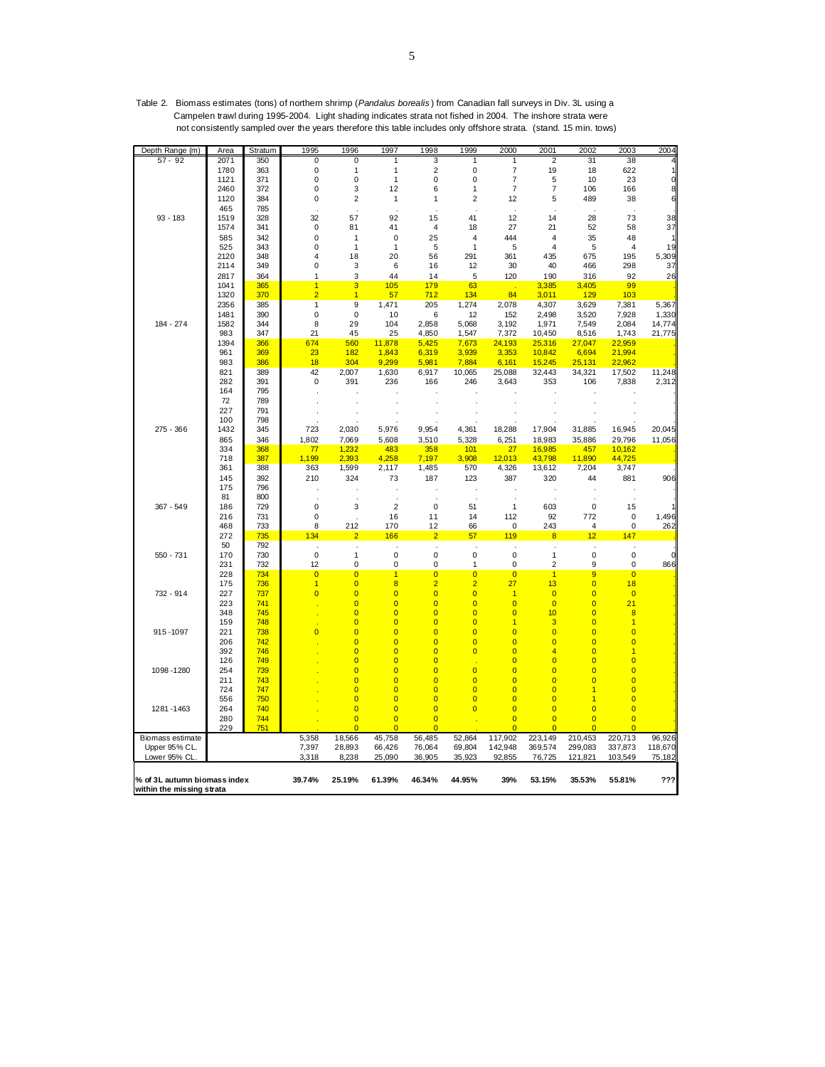Table 2. Biomass estimates (tons) of northern shrimp (*Pandalus borealis*) from Canadian fall surveys in Div. 3L using a Campelen trawl during 1995-2004. Light shading indicates strata not fished in 2004. The inshore strata were not consistently sampled over the years therefore this table includes only offshore strata. (stand. 15 min. tows)

| Depth Range (m) | Area | Stratum | 1995 | 1996 | 1997 | 1998 | 1999 | 2000 | 2001 | 2002 | 2003 | 2004 |
|---|---|---|---|---|---|---|---|---|---|---|---|---|
| 57 - 92 | 2071 | 350 | 0 | 0 | 1 | 3 | 1 | 1 | 2 | 31 | 38 | 4 |
| | 1780 | 363 | 0 | 1 | 1 | 2 | 0 | 7 | 19 | 18 | 622 | 1 |
| | 1121 | 371 | 0 | 0 | 1 | 0 | 0 | 7 | 5 | 10 | 23 | 0 |
| | 2460 | 372 | 0 | 3 | 12 | 6 | 1 | 7 | 7 | 106 | 166 | 8 |
| | 1120 | 384 | 0 | 2 | 1 | 1 | 2 | 12 | 5 | 489 | 38 | 6 |
| | 465 | 785 | . | . | . | . | . | . | . | . | . | . |
| 93 - 183 | 1519 | 328 | 32 | 57 | 92 | 15 | 41 | 12 | 14 | 28 | 73 | 38 |
| | 1574 | 341 | 0 | 81 | 41 | 4 | 18 | 27 | 21 | 52 | 58 | 37 |
| | 585 | 342 | 0 | 1 | 0 | 25 | 4 | 444 | 4 | 35 | 48 | 1 |
| | 525 | 343 | 0 | 1 | 1 | 5 | 1 | 5 | 4 | 5 | 4 | 19 |
| | 2120 | 348 | 4 | 18 | 20 | 56 | 291 | 361 | 435 | 675 | 195 | 5,309 |
| | 2114 | 349 | 0 | 3 | 6 | 16 | 12 | 30 | 40 | 466 | 298 | 37 |
| | 2817 | 364 | 1 | 3 | 44 | 14 | 5 | 120 | 190 | 316 | 92 | 26 |
| | 1041 | 365 | 1 | 3 | 105 | 179 | 63 | . | 3,385 | 3,405 | 99 | . |
| | 1320 | 370 | 2 | 1 | 57 | 712 | 134 | 84 | 3,011 | 129 | 103 | . |
| | 2356 | 385 | 1 | 9 | 1,471 | 205 | 1,274 | 2,078 | 4,307 | 3,629 | 7,381 | 5,367 |
| | 1481 | 390 | 0 | 0 | 10 | 6 | 12 | 152 | 2,498 | 3,520 | 7,928 | 1,330 |
| 184 - 274 | 1582 | 344 | 8 | 29 | 104 | 2,858 | 5,068 | 3,192 | 1,971 | 7,549 | 2,084 | 14,774 |
| | 983 | 347 | 21 | 45 | 25 | 4,850 | 1,547 | 7,372 | 10,450 | 8,516 | 1,743 | 21,775 |
| | 1394 | 366 | 674 | 560 | 11,878 | 5,425 | 7,673 | 24,193 | 25,316 | 27,047 | 22,959 | . |
| | 961 | 369 | 23 | 182 | 1,843 | 6,319 | 3,939 | 3,353 | 10,842 | 6,694 | 21,994 | . |
| | 983 | 386 | 18 | 304 | 9,299 | 5,981 | 7,884 | 6,161 | 15,245 | 25,131 | 22,962 | . |
| | 821 | 389 | 42 | 2,007 | 1,630 | 6,917 | 10,065 | 25,088 | 32,443 | 34,321 | 17,502 | 11,248 |
| | 282 | 391 | 0 | 391 | 236 | 166 | 246 | 3,643 | 353 | 106 | 7,838 | 2,312 |
| | 164 | 795 | . | . | . | . | . | . | . | . | . | . |
| | 72 | 789 | . | . | . | . | . | . | . | . | . | . |
| | 227 | 791 | . | . | . | . | . | . | . | . | . | . |
| | 100 | 798 | . | . | . | . | . | . | . | . | . | . |
| 275 - 366 | 1432 | 345 | 723 | 2,030 | 5,976 | 9,954 | 4,361 | 18,288 | 17,904 | 31,885 | 16,945 | 20,045 |
| | 865 | 346 | 1,802 | 7,069 | 5,608 | 3,510 | 5,328 | 6,251 | 18,983 | 35,886 | 29,796 | 11,056 |
| | 334 | 368 | 77 | 1,232 | 483 | 358 | 101 | 27 | 16,985 | 457 | 10,162 | . |
| | 718 | 387 | 1,199 | 2,393 | 4,258 | 7,197 | 3,908 | 12,013 | 43,798 | 11,890 | 44,725 | . |
| | 361 | 388 | 363 | 1,599 | 2,117 | 1,485 | 570 | 4,326 | 13,612 | 7,204 | 3,747 | . |
| | 145 | 392 | 210 | 324 | 73 | 187 | 123 | 387 | 320 | 44 | 881 | 906 |
| | 175 | 796 | . | . | . | . | . | . | . | . | . | . |
| | 81 | 800 | . | . | . | . | . | . | . | . | . | . |
| 367 - 549 | 186 | 729 | 0 | 3 | 2 | 0 | 51 | 1 | 603 | 0 | 15 | 1 |
| | 216 | 731 | 0 | . | 16 | 11 | 14 | 112 | 92 | 772 | 0 | 1,496 |
| | 468 | 733 | 8 | 212 | 170 | 12 | 66 | 0 | 243 | 4 | 0 | 262 |
| | 272 | 735 | 134 | 2 | 166 | 2 | 57 | 119 | 8 | 12 | 147 | . |
| | 50 | 792 | . | . | . | . | . | . | . | . | . | . |
| 550 - 731 | 170 | 730 | 0 | 1 | 0 | 0 | 0 | 0 | 1 | 0 | 0 | 0 |
| | 231 | 732 | 12 | 0 | 0 | 0 | 1 | 0 | 2 | 9 | 0 | 866 |
| | 228 | 734 | 0 | 0 | 1 | 0 | 0 | 0 | 1 | 9 | 0 | . |
| | 175 | 736 | 1 | 0 | 8 | 2 | 2 | 27 | 13 | 0 | 18 | . |
| 732 - 914 | 227 | 737 | 0 | 0 | 0 | 0 | 0 | 1 | 0 | 0 | 0 | . |
| | 223 | 741 | . | 0 | 0 | 0 | 0 | 0 | 0 | 0 | 21 | . |
| | 348 | 745 | . | 0 | 0 | 0 | 0 | 0 | 10 | 0 | 8 | . |
| | 159 | 748 | . | 0 | 0 | 0 | 0 | 1 | 3 | 0 | 1 | . |
| 915 -1097 | 221 | 738 | 0 | 0 | 0 | 0 | 0 | 0 | 0 | 0 | 0 | . |
| | 206 | 742 | . | 0 | 0 | 0 | 0 | 0 | 0 | 0 | 0 | . |
| | 392 | 746 | . | 0 | 0 | 0 | 0 | 0 | 4 | 0 | 1 | . |
| | 126 | 749 | . | 0 | 0 | 0 | . | 0 | 0 | 0 | 0 | . |
| 1098 -1280 | 254 | 739 | . | 0 | 0 | 0 | 0 | 0 | 0 | 0 | 0 | . |
| | 211 | 743 | . | 0 | 0 | 0 | 0 | 0 | 0 | 0 | 0 | . |
| | 724 | 747 | . | 0 | 0 | 0 | 0 | 0 | 0 | 1 | 0 | . |
| | 556 | 750 | . | 0 | 0 | 0 | 0 | 0 | 0 | 1 | 0 | . |
| 1281 -1463 | 264 | 740 | . | 0 | 0 | 0 | 0 | 0 | 0 | 0 | 0 | . |
| | 280 | 744 | . | 0 | 0 | 0 | . | 0 | 0 | 0 | 0 | . |
| | 229 | 751 | . | 0 | 0 | 0 | . | 0 | 0 | 0 | 0 | . |
| Biomass estimate | | | 5,358 | 18,566 | 45,758 | 56,485 | 52,864 | 117,902 | 223,149 | 210,453 | 220,713 | 96,926 |
| Upper 95% CL. | | | 7,397 | 28,893 | 66,426 | 76,064 | 69,804 | 142,948 | 369,574 | 299,083 | 337,873 | 118,670 |
| Lower 95% CL. | | | 3,318 | 8,238 | 25,090 | 36,905 | 35,923 | 92,855 | 76,725 | 121,821 | 103,549 | 75,182 |
| **% of 3L autumn biomass index within the missing strata** | | | **39.74%** | **25.19%** | **61.39%** | **46.34%** | **44.95%** | **39%** | **53.15%** | **35.53%** | **55.81%** | **???** |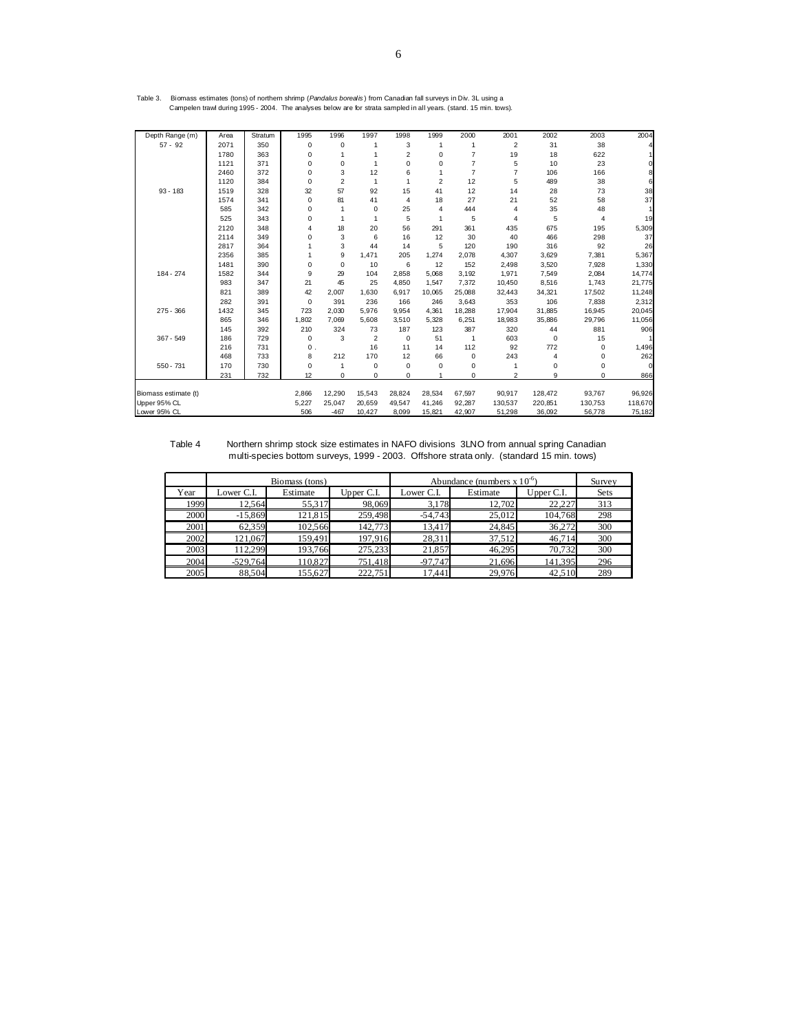Table 3. Biomass estimates (tons) of northern shrimp (*Pandalus borealis*) from Canadian fall surveys in Div. 3L using a Campelen trawl during 1995 - 2004. The analyses below are for strata sampled in all years. (stand. 15 min. tows).

| Depth Range (m) | Area | Stratum | 1995 | 1996 | 1997 | 1998 | 1999 | 2000 | 2001 | 2002 | 2003 | 2004 |
|---|---|---|---|---|---|---|---|---|---|---|---|---|
| 57 - 92 | 2071 | 350 | 0 | 0 | 1 | 3 | 1 | 1 | 2 | 31 | 38 | 4 |
| | 1780 | 363 | 0 | 1 | 1 | 2 | 0 | 7 | 19 | 18 | 622 | 1 |
| | 1121 | 371 | 0 | 0 | 1 | 0 | 0 | 7 | 5 | 10 | 23 | 0 |
| | 2460 | 372 | 0 | 3 | 12 | 6 | 1 | 7 | 7 | 106 | 166 | 8 |
| | 1120 | 384 | 0 | 2 | 1 | 1 | 2 | 12 | 5 | 489 | 38 | 6 |
| 93 - 183 | 1519 | 328 | 32 | 57 | 92 | 15 | 41 | 12 | 14 | 28 | 73 | 38 |
| | 1574 | 341 | 0 | 81 | 41 | 4 | 18 | 27 | 21 | 52 | 58 | 37 |
| | 585 | 342 | 0 | 1 | 0 | 25 | 4 | 444 | 4 | 35 | 48 | 1 |
| | 525 | 343 | 0 | 1 | 1 | 5 | 1 | 5 | 4 | 5 | 4 | 19 |
| | 2120 | 348 | 4 | 18 | 20 | 56 | 291 | 361 | 435 | 675 | 195 | 5,309 |
| | 2114 | 349 | 0 | 3 | 6 | 16 | 12 | 30 | 40 | 466 | 298 | 37 |
| | 2817 | 364 | 1 | 3 | 44 | 14 | 5 | 120 | 190 | 316 | 92 | 26 |
| | 2356 | 385 | 1 | 9 | 1,471 | 205 | 1,274 | 2,078 | 4,307 | 3,629 | 7,381 | 5,367 |
| | 1481 | 390 | 0 | 0 | 10 | 6 | 12 | 152 | 2,498 | 3,520 | 7,928 | 1,330 |
| 184 - 274 | 1582 | 344 | 9 | 29 | 104 | 2,858 | 5,068 | 3,192 | 1,971 | 7,549 | 2,084 | 14,774 |
| | 983 | 347 | 21 | 45 | 25 | 4,850 | 1,547 | 7,372 | 10,450 | 8,516 | 1,743 | 21,775 |
| | 821 | 389 | 42 | 2,007 | 1,630 | 6,917 | 10,065 | 25,088 | 32,443 | 34,321 | 17,502 | 11,248 |
| | 282 | 391 | 0 | 391 | 236 | 166 | 246 | 3,643 | 353 | 106 | 7,838 | 2,312 |
| 275 - 366 | 1432 | 345 | 723 | 2,030 | 5,976 | 9,954 | 4,361 | 18,288 | 17,904 | 31,885 | 16,945 | 20,045 |
| | 865 | 346 | 1,802 | 7,069 | 5,608 | 3,510 | 5,328 | 6,251 | 18,983 | 35,886 | 29,796 | 11,056 |
| | 145 | 392 | 210 | 324 | 73 | 187 | 123 | 387 | 320 | 44 | 881 | 906 |
| 367 - 549 | 186 | 729 | 0 | 3 | 2 | 0 | 51 | 1 | 603 | 0 | 15 | 1 |
| | 216 | 731 | 0 | . | 16 | 11 | 14 | 112 | 92 | 772 | 0 | 1,496 |
| | 468 | 733 | 8 | 212 | 170 | 12 | 66 | 0 | 243 | 4 | 0 | 262 |
| 550 - 731 | 170 | 730 | 0 | 1 | 0 | 0 | 0 | 0 | 1 | 0 | 0 | 0 |
| | 231 | 732 | 12 | 0 | 0 | 0 | 1 | 0 | 2 | 9 | 0 | 866 |
| Biomass estimate (t) | | | 2,866 | 12,290 | 15,543 | 28,824 | 28,534 | 67,597 | 90,917 | 128,472 | 93,767 | 96,926 |
| Upper 95% CL | | | 5,227 | 25,047 | 20,659 | 49,547 | 41,246 | 92,287 | 130,537 | 220,851 | 130,753 | 118,670 |
| Lower 95% CL | | | 506 | -467 | 10,427 | 8,099 | 15,821 | 42,907 | 51,298 | 36,092 | 56,778 | 75,182 |

Table 4 Northern shrimp stock size estimates in NAFO divisions 3LNO from annual spring Canadian multi-species bottom surveys, 1999 - 2003. Offshore strata only. (standard 15 min. tows)

| | Biomass (tons) | | | Abundance (numbers x $10^{-6}$) | | | Survey |
|---|---|---|---|---|---|---|---|
| Year | Lower C.I. | Estimate | Upper C.I. | Lower C.I. | Estimate | Upper C.I. | Sets |
| 1999 | 12,564 | 55,317 | 98,069 | 3,178 | 12,702 | 22,227 | 313 |
| 2000 | -15,869 | 121,815 | 259,498 | -54,743 | 25,012 | 104,768 | 298 |
| 2001 | 62,359 | 102,566 | 142,773 | 13,417 | 24,845 | 36,272 | 300 |
| 2002 | 121,067 | 159,491 | 197,916 | 28,311 | 37,512 | 46,714 | 300 |
| 2003 | 112,299 | 193,766 | 275,233 | 21,857 | 46,295 | 70,732 | 300 |
| 2004 | -529,764 | 110,827 | 751,418 | -97,747 | 21,696 | 141,395 | 296 |
| 2005 | 88,504 | 155,627 | 222,751 | 17,441 | 29,976 | 42,510 | 289 |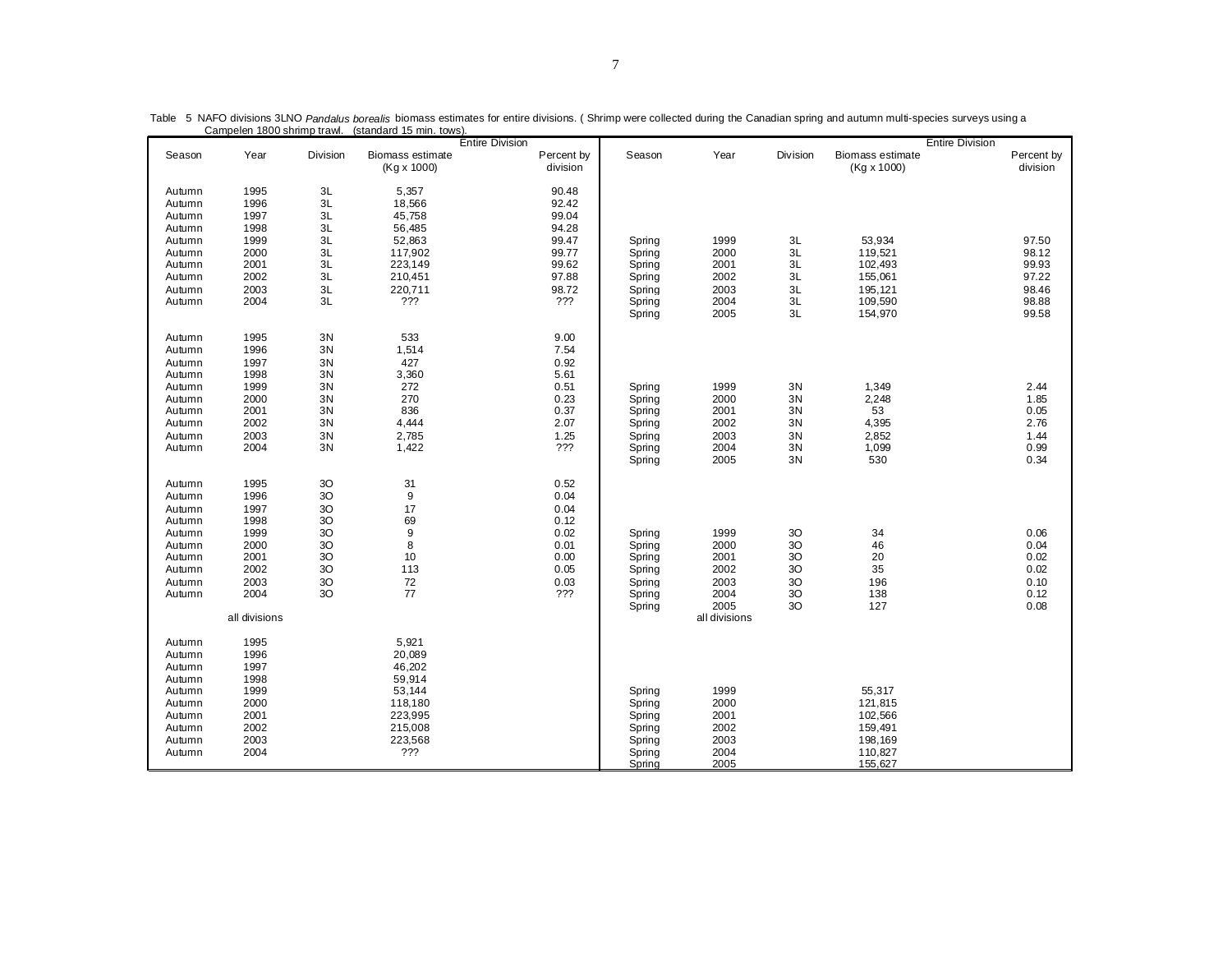Table 5 NAFO divisions 3LNO *Pandalus borealis* biomass estimates for entire divisions. ( Shrimp were collected during the Canadian spring and autumn multi-species surveys using a Campelen 1800 shrimp trawl. (standard 15 min. tows).

| | | | Entire Division | | | | | Entire Division | |
|---|---|---|---|---|---|---|---|---|---|
| Season | Year | Division | Biomass estimate (Kg x 1000) | Percent by division | Season | Year | Division | Biomass estimate (Kg x 1000) | Percent by division |
| Autumn | 1995 | 3L | 5,357 | 90.48 | | | | | |
| Autumn | 1996 | 3L | 18,566 | 92.42 | | | | | |
| Autumn | 1997 | 3L | 45,758 | 99.04 | | | | | |
| Autumn | 1998 | 3L | 56,485 | 94.28 | | | | | |
| Autumn | 1999 | 3L | 52,863 | 99.47 | Spring | 1999 | 3L | 53,934 | 97.50 |
| Autumn | 2000 | 3L | 117,902 | 99.77 | Spring | 2000 | 3L | 119,521 | 98.12 |
| Autumn | 2001 | 3L | 223,149 | 99.62 | Spring | 2001 | 3L | 102,493 | 99.93 |
| Autumn | 2002 | 3L | 210,451 | 97.88 | Spring | 2002 | 3L | 155,061 | 97.22 |
| Autumn | 2003 | 3L | 220,711 | 98.72 | Spring | 2003 | 3L | 195,121 | 98.46 |
| Autumn | 2004 | 3L | ??? | ??? | Spring | 2004 | 3L | 109,590 | 98.88 |
| | | | | | Spring | 2005 | 3L | 154,970 | 99.58 |
| Autumn | 1995 | 3N | 533 | 9.00 | | | | | |
| Autumn | 1996 | 3N | 1,514 | 7.54 | | | | | |
| Autumn | 1997 | 3N | 427 | 0.92 | | | | | |
| Autumn | 1998 | 3N | 3,360 | 5.61 | | | | | |
| Autumn | 1999 | 3N | 272 | 0.51 | Spring | 1999 | 3N | 1,349 | 2.44 |
| Autumn | 2000 | 3N | 270 | 0.23 | Spring | 2000 | 3N | 2,248 | 1.85 |
| Autumn | 2001 | 3N | 836 | 0.37 | Spring | 2001 | 3N | 53 | 0.05 |
| Autumn | 2002 | 3N | 4,444 | 2.07 | Spring | 2002 | 3N | 4,395 | 2.76 |
| Autumn | 2003 | 3N | 2,785 | 1.25 | Spring | 2003 | 3N | 2,852 | 1.44 |
| Autumn | 2004 | 3N | 1,422 | ??? | Spring | 2004 | 3N | 1,099 | 0.99 |
| | | | | | Spring | 2005 | 3N | 530 | 0.34 |
| Autumn | 1995 | 3O | 31 | 0.52 | | | | | |
| Autumn | 1996 | 3O | 9 | 0.04 | | | | | |
| Autumn | 1997 | 3O | 17 | 0.04 | | | | | |
| Autumn | 1998 | 3O | 69 | 0.12 | | | | | |
| Autumn | 1999 | 3O | 9 | 0.02 | Spring | 1999 | 3O | 34 | 0.06 |
| Autumn | 2000 | 3O | 8 | 0.01 | Spring | 2000 | 3O | 46 | 0.04 |
| Autumn | 2001 | 3O | 10 | 0.00 | Spring | 2001 | 3O | 20 | 0.02 |
| Autumn | 2002 | 3O | 113 | 0.05 | Spring | 2002 | 3O | 35 | 0.02 |
| Autumn | 2003 | 3O | 72 | 0.03 | Spring | 2003 | 3O | 196 | 0.10 |
| Autumn | 2004 | 3O | 77 | ??? | Spring | 2004 | 3O | 138 | 0.12 |
| | | | | | Spring | 2005 | 3O | 127 | 0.08 |
| | all divisions | | | | | all divisions | | | |
| Autumn | 1995 | | 5,921 | | | | | | |
| Autumn | 1996 | | 20,089 | | | | | | |
| Autumn | 1997 | | 46,202 | | | | | | |
| Autumn | 1998 | | 59,914 | | | | | | |
| Autumn | 1999 | | 53,144 | | Spring | 1999 | | 55,317 | |
| Autumn | 2000 | | 118,180 | | Spring | 2000 | | 121,815 | |
| Autumn | 2001 | | 223,995 | | Spring | 2001 | | 102,566 | |
| Autumn | 2002 | | 215,008 | | Spring | 2002 | | 159,491 | |
| Autumn | 2003 | | 223,568 | | Spring | 2003 | | 198,169 | |
| Autumn | 2004 | | ??? | | Spring | 2004 | | 110,827 | |
| | | | | | Spring | 2005 | | 155,627 | |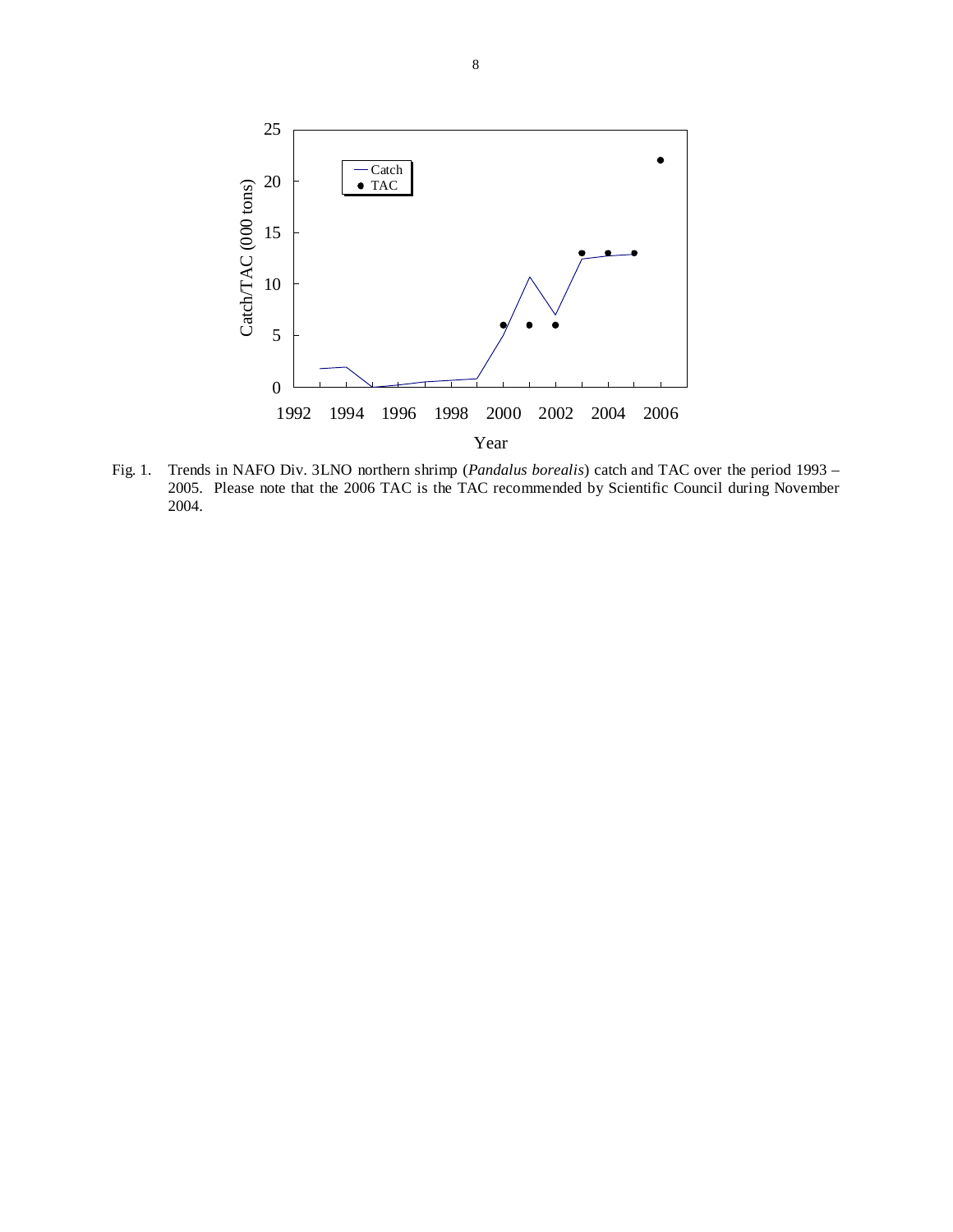Fig. 1. Trends in NAFO Div. 3LNO northern shrimp (*Pandalus borealis*) catch and TAC over the period 1993 – 2005. Please note that the 2006 TAC is the TAC recommended by Scientific Council during November 2004.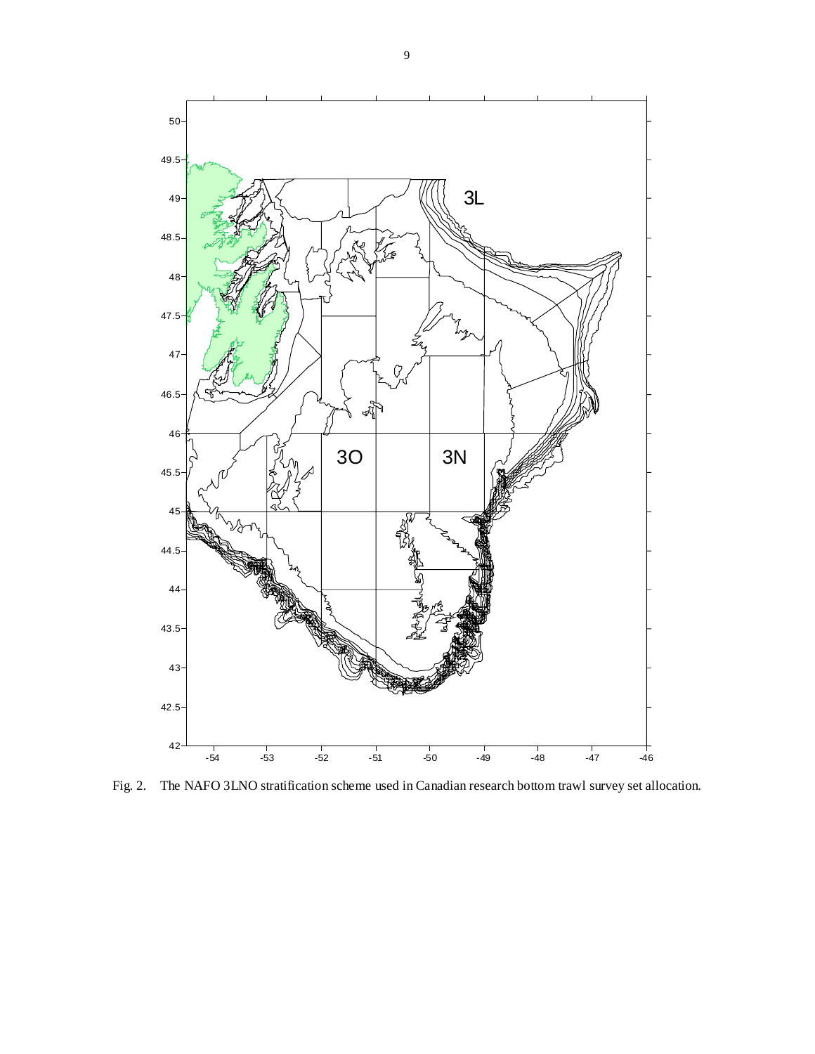Fig. 2. The NAFO 3LNO stratification scheme used in Canadian research bottom trawl survey set allocation.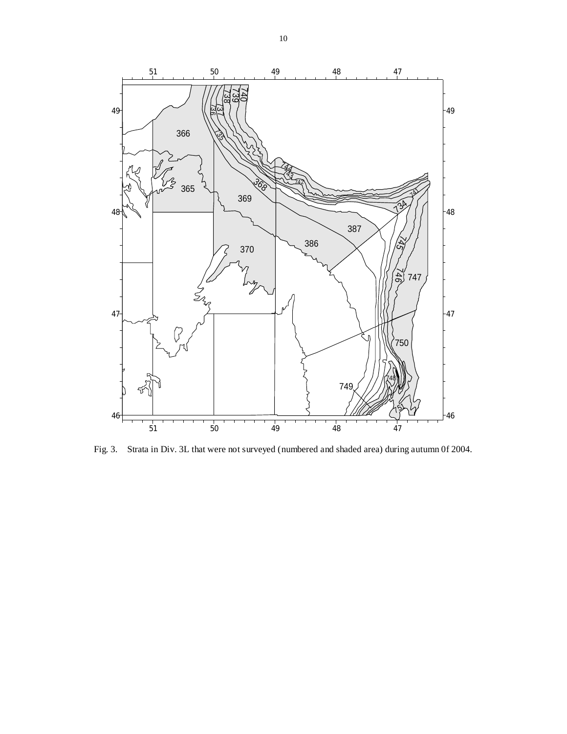Fig. 3. Strata in Div. 3L that were not surveyed (numbered and shaded area) during autumn 0f 2004.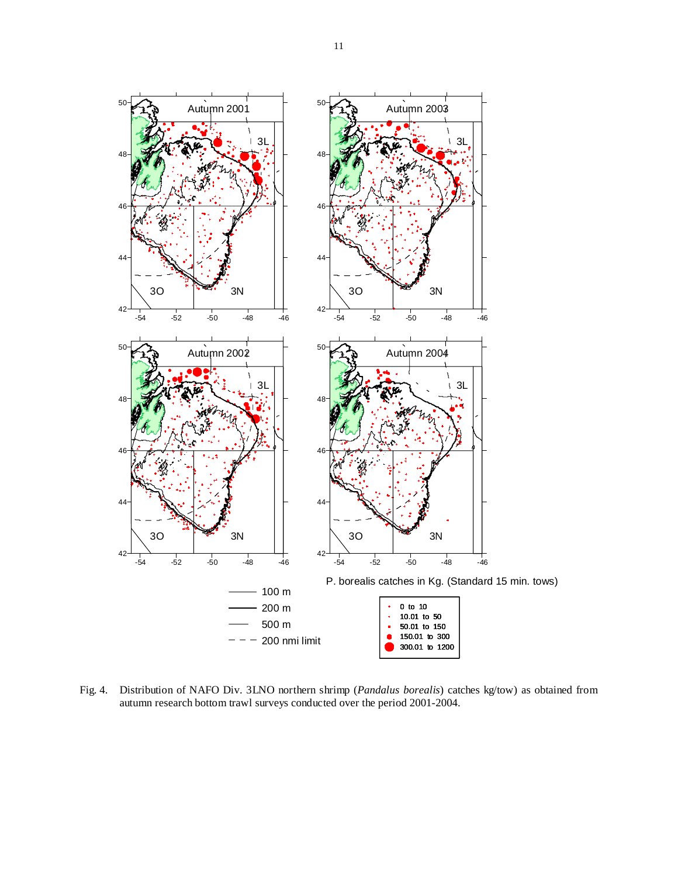Fig. 4. Distribution of NAFO Div. 3LNO northern shrimp (*Pandalus borealis*) catches kg/tow) as obtained from autumn research bottom trawl surveys conducted over the period 2001-2004.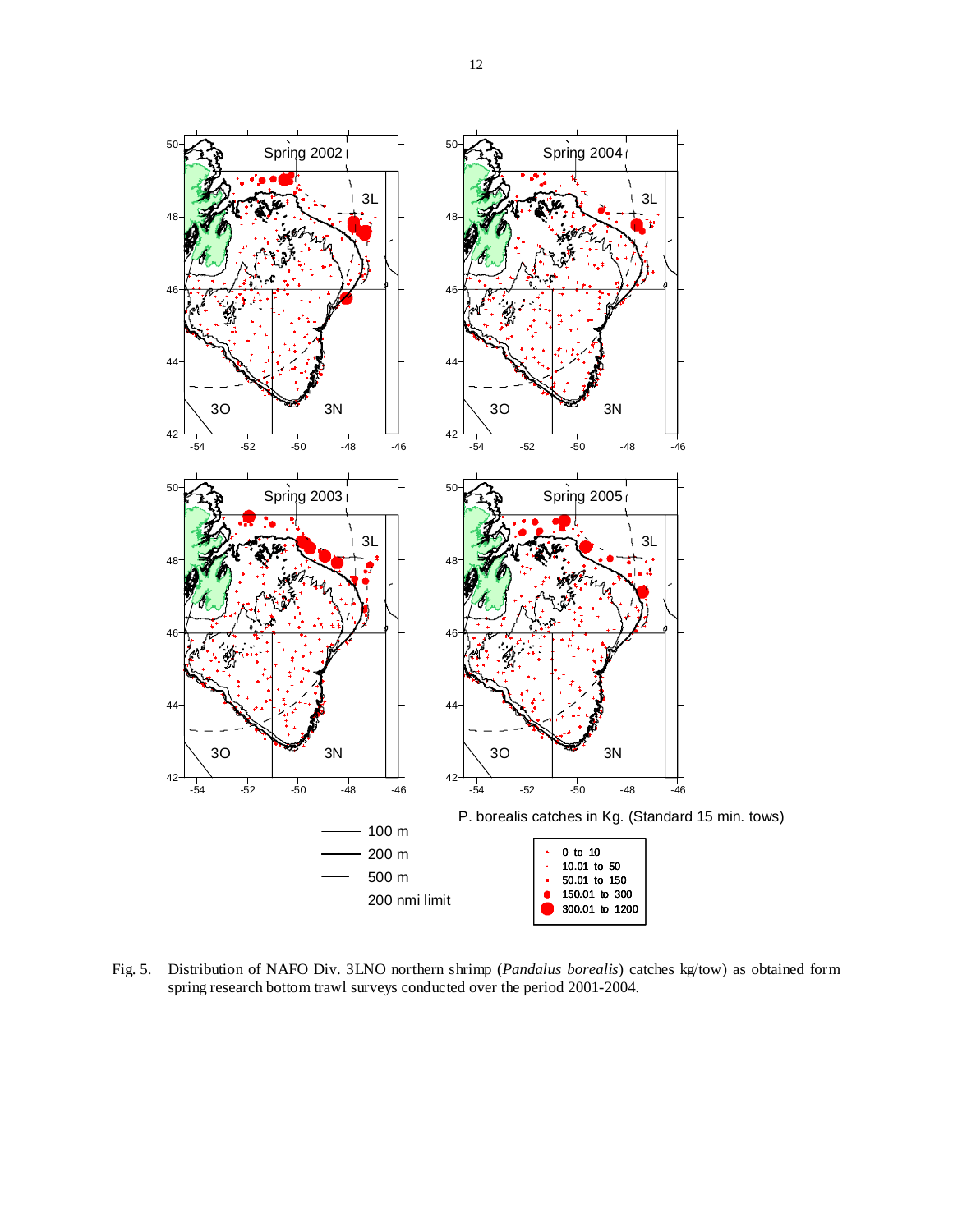Fig. 5. Distribution of NAFO Div. 3LNO northern shrimp (*Pandalus borealis*) catches kg/tow) as obtained form spring research bottom trawl surveys conducted over the period 2001-2004.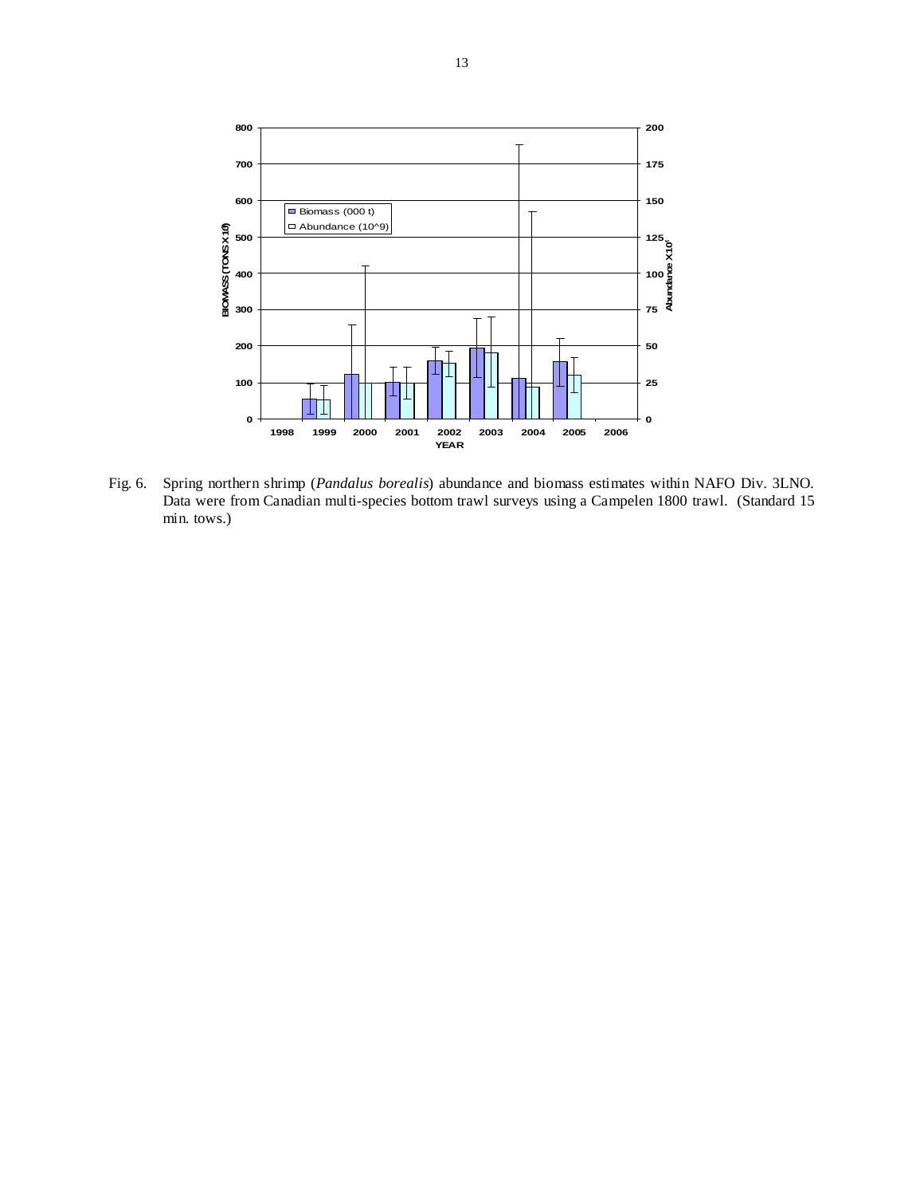BIOMASS (TONS X 10^3)

800
700
600
500
400
300
200
100
0

Biomass (000 t)
Abundance (10^9)

200
175
150
125
100
75
50
25
0

Abundance X10^9

1998 1999 2000 2001 2002 2003 2004 2005 2006

YEAR

Fig. 6. Spring northern shrimp (*Pandalus borealis*) abundance and biomass estimates within NAFO Div. 3LNO. Data were from Canadian multi-species bottom trawl surveys using a Campelen 1800 trawl. (Standard 15 min. tows.)